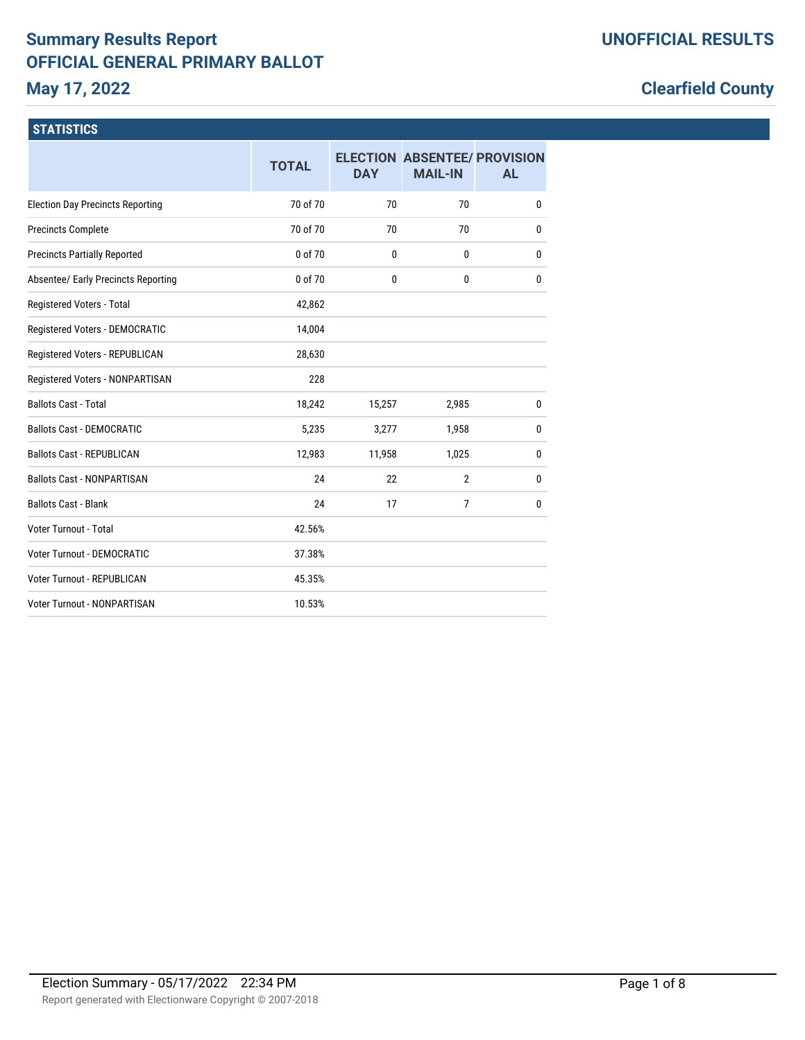# Summary Results Report
# OFFICIAL GENERAL PRIMARY BALLOT
## May 17, 2022

## UNOFFICIAL RESULTS

## Clearfield County

### STATISTICS

| | TOTAL | ELECTION DAY | ABSENTEE/ MAIL-IN | PROVISIONAL |
|---|---|---|---|---|
| Election Day Precincts Reporting | 70 of 70 | 70 | 70 | 0 |
| Precincts Complete | 70 of 70 | 70 | 70 | 0 |
| Precincts Partially Reported | 0 of 70 | 0 | 0 | 0 |
| Absentee/ Early Precincts Reporting | 0 of 70 | 0 | 0 | 0 |
| Registered Voters - Total | 42,862 | | | |
| Registered Voters - DEMOCRATIC | 14,004 | | | |
| Registered Voters - REPUBLICAN | 28,630 | | | |
| Registered Voters - NONPARTISAN | 228 | | | |
| Ballots Cast - Total | 18,242 | 15,257 | 2,985 | 0 |
| Ballots Cast - DEMOCRATIC | 5,235 | 3,277 | 1,958 | 0 |
| Ballots Cast - REPUBLICAN | 12,983 | 11,958 | 1,025 | 0 |
| Ballots Cast - NONPARTISAN | 24 | 22 | 2 | 0 |
| Ballots Cast - Blank | 24 | 17 | 7 | 0 |
| Voter Turnout - Total | 42.56% | | | |
| Voter Turnout - DEMOCRATIC | 37.38% | | | |
| Voter Turnout - REPUBLICAN | 45.35% | | | |
| Voter Turnout - NONPARTISAN | 10.53% | | | |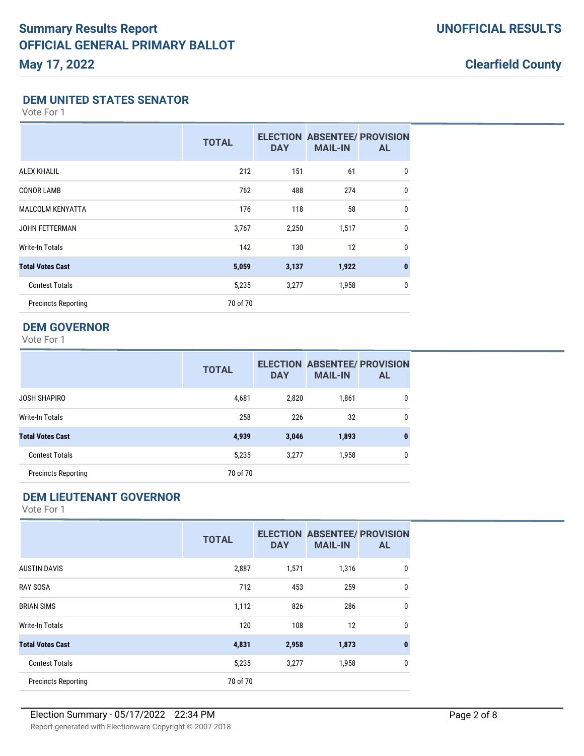# Summary Results Report
## OFFICIAL GENERAL PRIMARY BALLOT
## May 17, 2022

**UNOFFICIAL RESULTS**

**Clearfield County**

### DEM UNITED STATES SENATOR

Vote For 1

| | TOTAL | ELECTION DAY | ABSENTEE/ MAIL-IN | PROVISIONAL |
|---|---|---|---|---|
| ALEX KHALIL | 212 | 151 | 61 | 0 |
| CONOR LAMB | 762 | 488 | 274 | 0 |
| MALCOLM KENYATTA | 176 | 118 | 58 | 0 |
| JOHN FETTERMAN | 3,767 | 2,250 | 1,517 | 0 |
| Write-In Totals | 142 | 130 | 12 | 0 |
| **Total Votes Cast** | **5,059** | **3,137** | **1,922** | **0** |
| Contest Totals | 5,235 | 3,277 | 1,958 | 0 |
| Precincts Reporting | 70 of 70 | | | |

### DEM GOVERNOR

Vote For 1

| | TOTAL | ELECTION DAY | ABSENTEE/ MAIL-IN | PROVISIONAL |
|---|---|---|---|---|
| JOSH SHAPIRO | 4,681 | 2,820 | 1,861 | 0 |
| Write-In Totals | 258 | 226 | 32 | 0 |
| **Total Votes Cast** | **4,939** | **3,046** | **1,893** | **0** |
| Contest Totals | 5,235 | 3,277 | 1,958 | 0 |
| Precincts Reporting | 70 of 70 | | | |

### DEM LIEUTENANT GOVERNOR

Vote For 1

| | TOTAL | ELECTION DAY | ABSENTEE/ MAIL-IN | PROVISIONAL |
|---|---|---|---|---|
| AUSTIN DAVIS | 2,887 | 1,571 | 1,316 | 0 |
| RAY SOSA | 712 | 453 | 259 | 0 |
| BRIAN SIMS | 1,112 | 826 | 286 | 0 |
| Write-In Totals | 120 | 108 | 12 | 0 |
| **Total Votes Cast** | **4,831** | **2,958** | **1,873** | **0** |
| Contest Totals | 5,235 | 3,277 | 1,958 | 0 |
| Precincts Reporting | 70 of 70 | | | |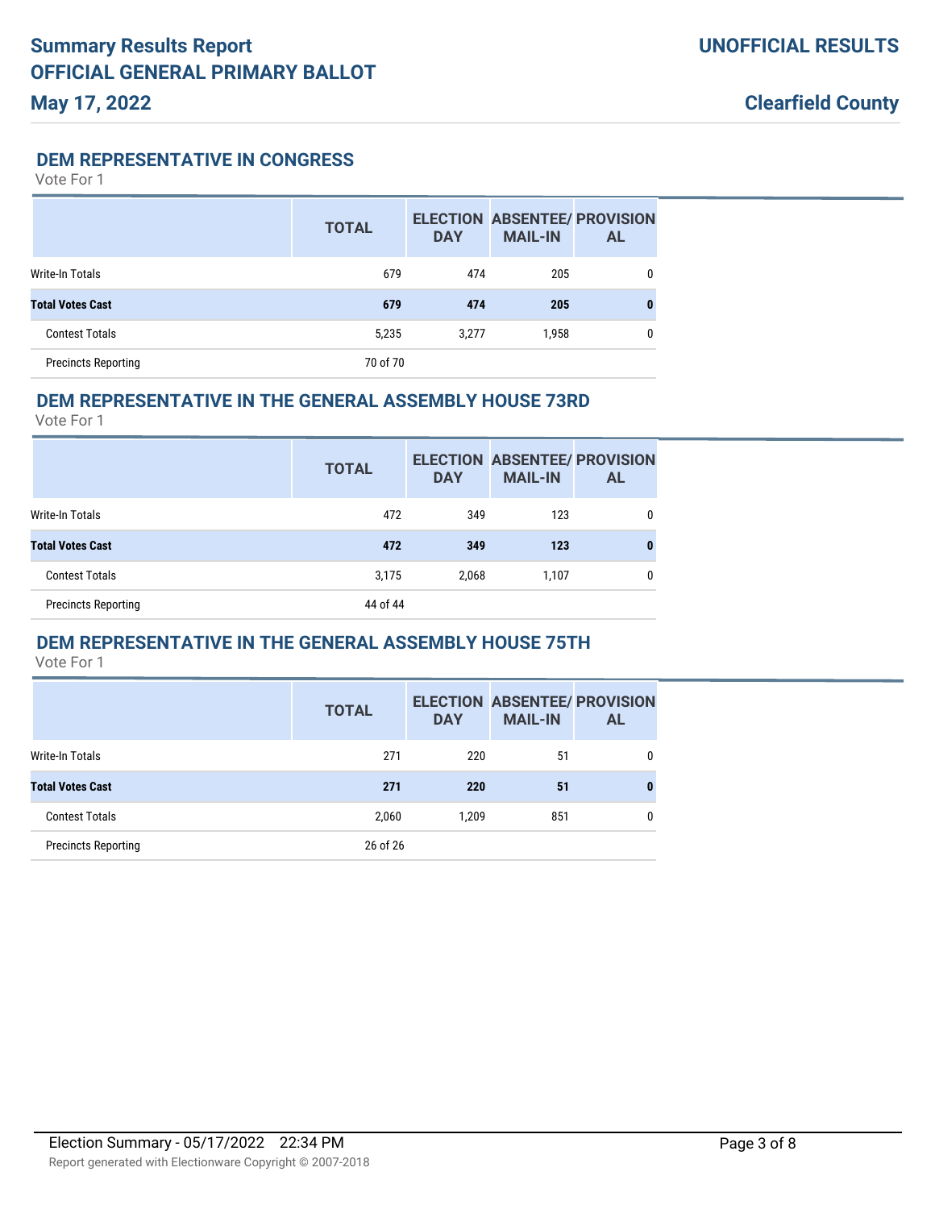# Summary Results Report
# OFFICIAL GENERAL PRIMARY BALLOT
## May 17, 2022

**UNOFFICIAL RESULTS**

**Clearfield County**

### DEM REPRESENTATIVE IN CONGRESS

Vote For 1

| | TOTAL | ELECTION DAY | ABSENTEE/ MAIL-IN | PROVISIONAL |
|---|---|---|---|---|
| Write-In Totals | 679 | 474 | 205 | 0 |
| **Total Votes Cast** | **679** | **474** | **205** | **0** |
| Contest Totals | 5,235 | 3,277 | 1,958 | 0 |
| Precincts Reporting | 70 of 70 | | | |

### DEM REPRESENTATIVE IN THE GENERAL ASSEMBLY HOUSE 73RD

Vote For 1

| | TOTAL | ELECTION DAY | ABSENTEE/ MAIL-IN | PROVISIONAL |
|---|---|---|---|---|
| Write-In Totals | 472 | 349 | 123 | 0 |
| **Total Votes Cast** | **472** | **349** | **123** | **0** |
| Contest Totals | 3,175 | 2,068 | 1,107 | 0 |
| Precincts Reporting | 44 of 44 | | | |

### DEM REPRESENTATIVE IN THE GENERAL ASSEMBLY HOUSE 75TH

Vote For 1

| | TOTAL | ELECTION DAY | ABSENTEE/ MAIL-IN | PROVISIONAL |
|---|---|---|---|---|
| Write-In Totals | 271 | 220 | 51 | 0 |
| **Total Votes Cast** | **271** | **220** | **51** | **0** |
| Contest Totals | 2,060 | 1,209 | 851 | 0 |
| Precincts Reporting | 26 of 26 | | | |

Election Summary - 05/17/2022 22:34 PM

Report generated with Electionware Copyright © 2007-2018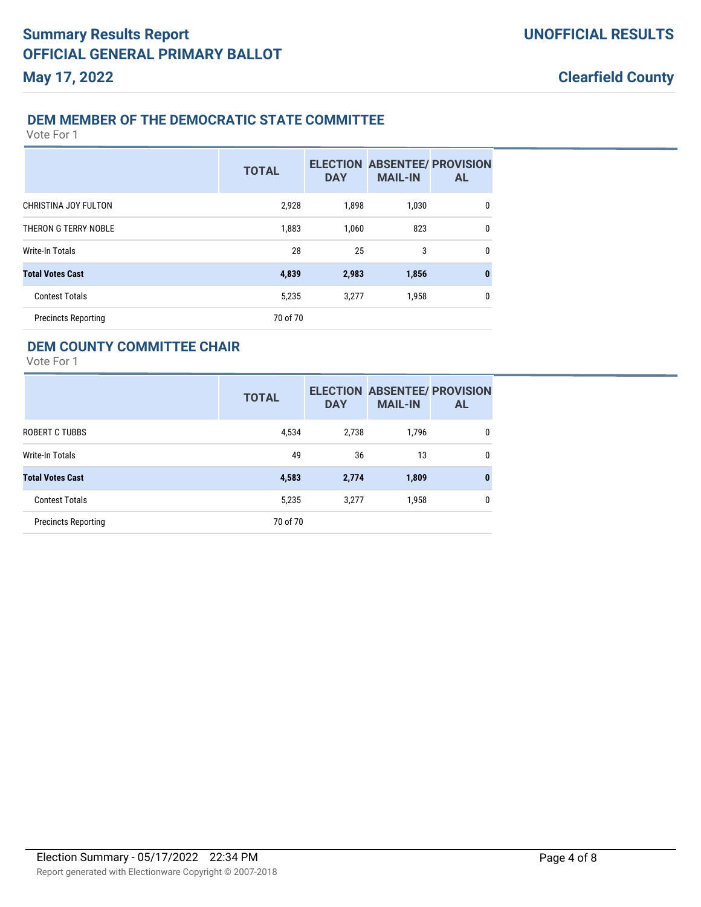## DEM MEMBER OF THE DEMOCRATIC STATE COMMITTEE

Vote For 1

| | TOTAL | ELECTION DAY | ABSENTEE/ MAIL-IN | PROVISIONAL |
|---|---|---|---|---|
| CHRISTINA JOY FULTON | 2,928 | 1,898 | 1,030 | 0 |
| THERON G TERRY NOBLE | 1,883 | 1,060 | 823 | 0 |
| Write-In Totals | 28 | 25 | 3 | 0 |
| **Total Votes Cast** | **4,839** | **2,983** | **1,856** | **0** |
| Contest Totals | 5,235 | 3,277 | 1,958 | 0 |
| Precincts Reporting | 70 of 70 | | | |

## DEM COUNTY COMMITTEE CHAIR

Vote For 1

| | TOTAL | ELECTION DAY | ABSENTEE/ MAIL-IN | PROVISIONAL |
|---|---|---|---|---|
| ROBERT C TUBBS | 4,534 | 2,738 | 1,796 | 0 |
| Write-In Totals | 49 | 36 | 13 | 0 |
| **Total Votes Cast** | **4,583** | **2,774** | **1,809** | **0** |
| Contest Totals | 5,235 | 3,277 | 1,958 | 0 |
| Precincts Reporting | 70 of 70 | | | |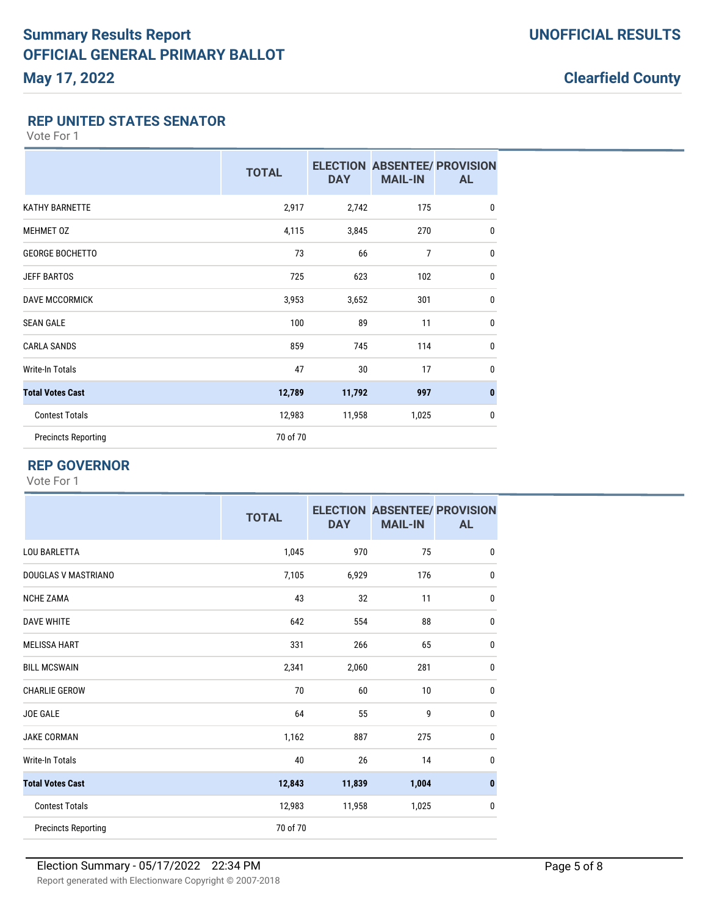# Summary Results Report

**OFFICIAL GENERAL PRIMARY BALLOT**

**May 17, 2022**

**UNOFFICIAL RESULTS**

**Clearfield County**

## REP UNITED STATES SENATOR

Vote For 1

| | TOTAL | ELECTION DAY | ABSENTEE/ MAIL-IN | PROVISIONAL |
|---|---|---|---|---|
| KATHY BARNETTE | 2,917 | 2,742 | 175 | 0 |
| MEHMET OZ | 4,115 | 3,845 | 270 | 0 |
| GEORGE BOCHETTO | 73 | 66 | 7 | 0 |
| JEFF BARTOS | 725 | 623 | 102 | 0 |
| DAVE MCCORMICK | 3,953 | 3,652 | 301 | 0 |
| SEAN GALE | 100 | 89 | 11 | 0 |
| CARLA SANDS | 859 | 745 | 114 | 0 |
| Write-In Totals | 47 | 30 | 17 | 0 |
| **Total Votes Cast** | **12,789** | **11,792** | **997** | **0** |
| Contest Totals | 12,983 | 11,958 | 1,025 | 0 |
| Precincts Reporting | 70 of 70 | | | |

## REP GOVERNOR

Vote For 1

| | TOTAL | ELECTION DAY | ABSENTEE/ MAIL-IN | PROVISIONAL |
|---|---|---|---|---|
| LOU BARLETTA | 1,045 | 970 | 75 | 0 |
| DOUGLAS V MASTRIANO | 7,105 | 6,929 | 176 | 0 |
| NCHE ZAMA | 43 | 32 | 11 | 0 |
| DAVE WHITE | 642 | 554 | 88 | 0 |
| MELISSA HART | 331 | 266 | 65 | 0 |
| BILL MCSWAIN | 2,341 | 2,060 | 281 | 0 |
| CHARLIE GEROW | 70 | 60 | 10 | 0 |
| JOE GALE | 64 | 55 | 9 | 0 |
| JAKE CORMAN | 1,162 | 887 | 275 | 0 |
| Write-In Totals | 40 | 26 | 14 | 0 |
| **Total Votes Cast** | **12,843** | **11,839** | **1,004** | **0** |
| Contest Totals | 12,983 | 11,958 | 1,025 | 0 |
| Precincts Reporting | 70 of 70 | | | |

Election Summary - 05/17/2022 22:34 PM

Report generated with Electionware Copyright © 2007-2018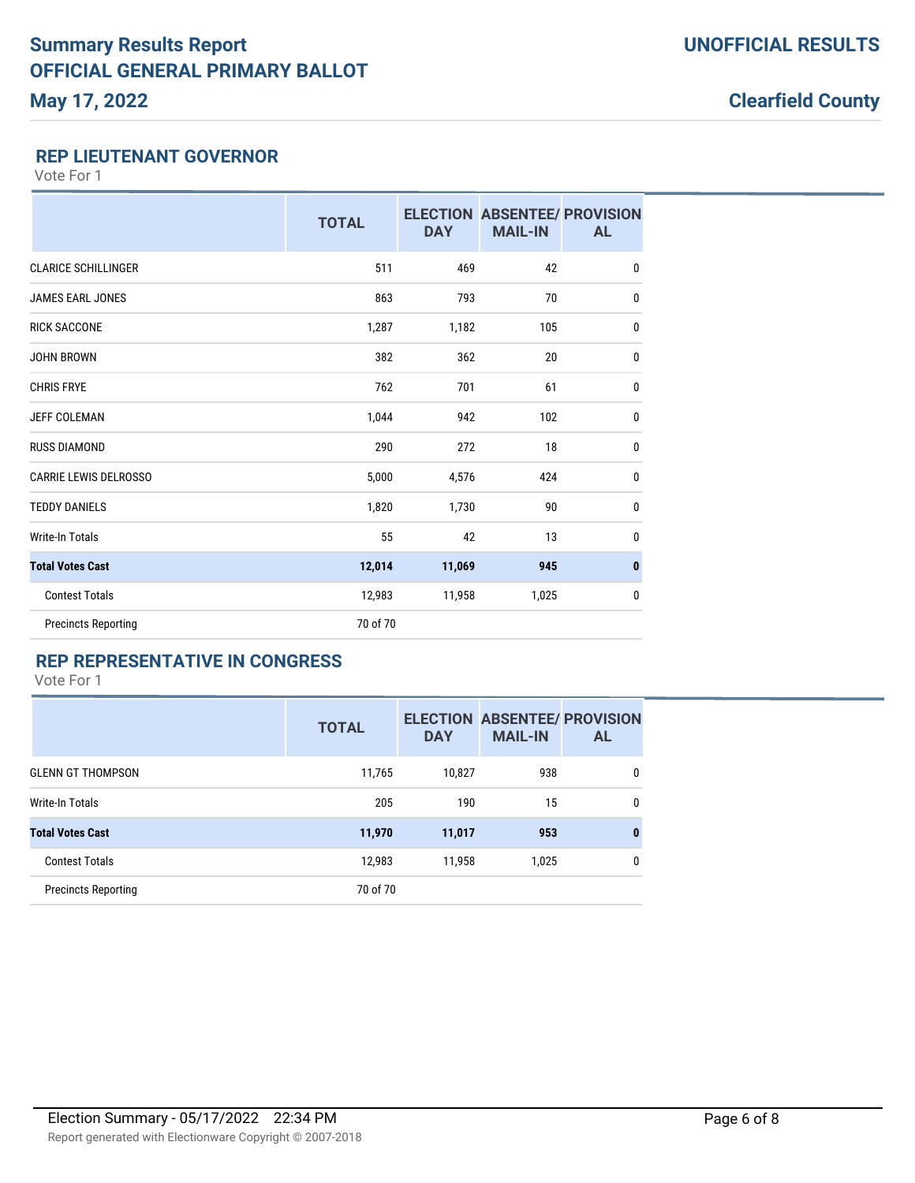## REP LIEUTENANT GOVERNOR

Vote For 1

| | TOTAL | ELECTION DAY | ABSENTEE/ MAIL-IN | PROVISIONAL |
|---|---|---|---|---|
| CLARICE SCHILLINGER | 511 | 469 | 42 | 0 |
| JAMES EARL JONES | 863 | 793 | 70 | 0 |
| RICK SACCONE | 1,287 | 1,182 | 105 | 0 |
| JOHN BROWN | 382 | 362 | 20 | 0 |
| CHRIS FRYE | 762 | 701 | 61 | 0 |
| JEFF COLEMAN | 1,044 | 942 | 102 | 0 |
| RUSS DIAMOND | 290 | 272 | 18 | 0 |
| CARRIE LEWIS DELROSSO | 5,000 | 4,576 | 424 | 0 |
| TEDDY DANIELS | 1,820 | 1,730 | 90 | 0 |
| Write-In Totals | 55 | 42 | 13 | 0 |
| **Total Votes Cast** | **12,014** | **11,069** | **945** | **0** |
| Contest Totals | 12,983 | 11,958 | 1,025 | 0 |
| Precincts Reporting | 70 of 70 | | | |

## REP REPRESENTATIVE IN CONGRESS

Vote For 1

| | TOTAL | ELECTION DAY | ABSENTEE/ MAIL-IN | PROVISIONAL |
|---|---|---|---|---|
| GLENN GT THOMPSON | 11,765 | 10,827 | 938 | 0 |
| Write-In Totals | 205 | 190 | 15 | 0 |
| **Total Votes Cast** | **11,970** | **11,017** | **953** | **0** |
| Contest Totals | 12,983 | 11,958 | 1,025 | 0 |
| Precincts Reporting | 70 of 70 | | | |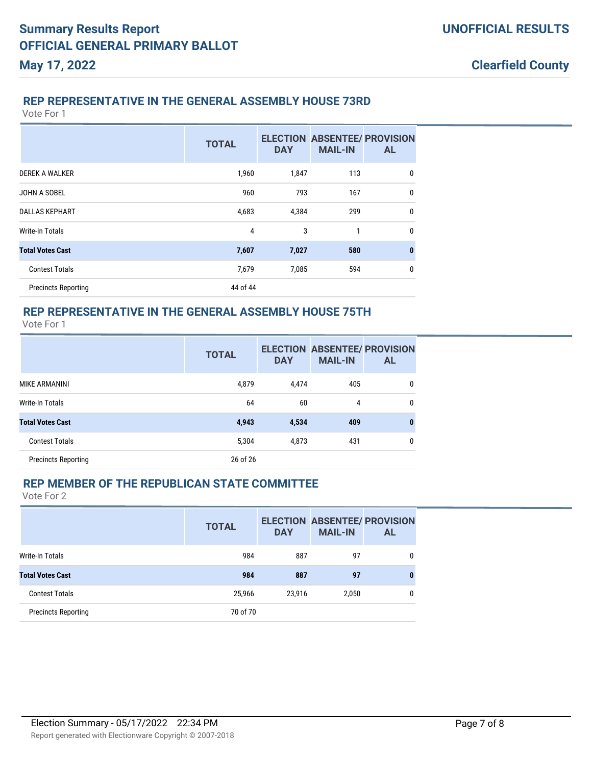# Summary Results Report

## OFFICIAL GENERAL PRIMARY BALLOT

**May 17, 2022**

**UNOFFICIAL RESULTS**

**Clearfield County**

### REP REPRESENTATIVE IN THE GENERAL ASSEMBLY HOUSE 73RD

Vote For 1

| | TOTAL | ELECTION DAY | ABSENTEE/ MAIL-IN | PROVISIONAL |
|---|---|---|---|---|
| DEREK A WALKER | 1,960 | 1,847 | 113 | 0 |
| JOHN A SOBEL | 960 | 793 | 167 | 0 |
| DALLAS KEPHART | 4,683 | 4,384 | 299 | 0 |
| Write-In Totals | 4 | 3 | 1 | 0 |
| **Total Votes Cast** | **7,607** | **7,027** | **580** | **0** |
| Contest Totals | 7,679 | 7,085 | 594 | 0 |
| Precincts Reporting | 44 of 44 | | | |

### REP REPRESENTATIVE IN THE GENERAL ASSEMBLY HOUSE 75TH

Vote For 1

| | TOTAL | ELECTION DAY | ABSENTEE/ MAIL-IN | PROVISIONAL |
|---|---|---|---|---|
| MIKE ARMANINI | 4,879 | 4,474 | 405 | 0 |
| Write-In Totals | 64 | 60 | 4 | 0 |
| **Total Votes Cast** | **4,943** | **4,534** | **409** | **0** |
| Contest Totals | 5,304 | 4,873 | 431 | 0 |
| Precincts Reporting | 26 of 26 | | | |

### REP MEMBER OF THE REPUBLICAN STATE COMMITTEE

Vote For 2

| | TOTAL | ELECTION DAY | ABSENTEE/ MAIL-IN | PROVISIONAL |
|---|---|---|---|---|
| Write-In Totals | 984 | 887 | 97 | 0 |
| **Total Votes Cast** | **984** | **887** | **97** | **0** |
| Contest Totals | 25,966 | 23,916 | 2,050 | 0 |
| Precincts Reporting | 70 of 70 | | | |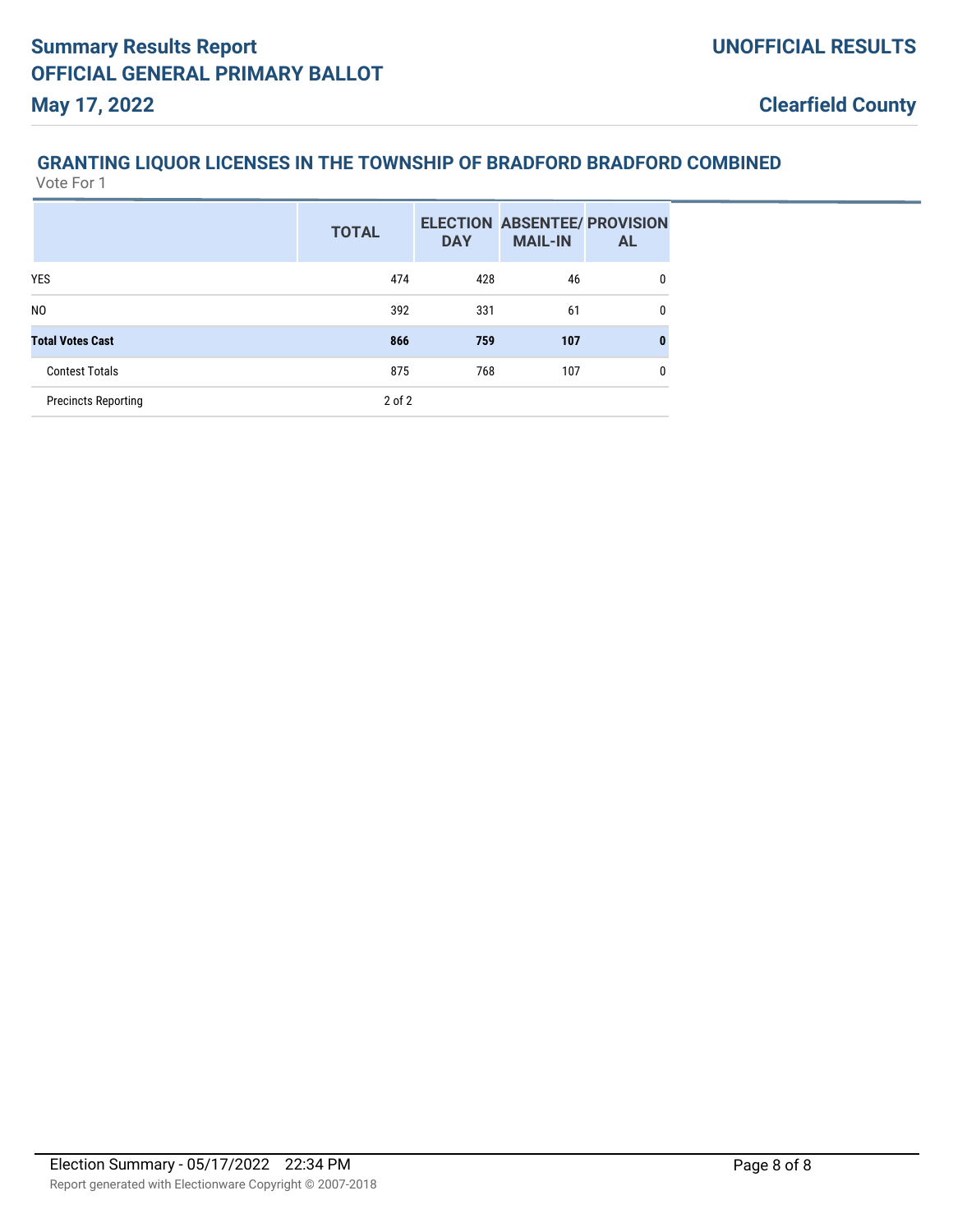# Summary Results Report

# OFFICIAL GENERAL PRIMARY BALLOT

**May 17, 2022**

**UNOFFICIAL RESULTS**

**Clearfield County**

## GRANTING LIQUOR LICENSES IN THE TOWNSHIP OF BRADFORD BRADFORD COMBINED

Vote For 1

| | TOTAL | ELECTION DAY | ABSENTEE/ MAIL-IN | PROVISIONAL |
|---|---|---|---|---|
| YES | 474 | 428 | 46 | 0 |
| NO | 392 | 331 | 61 | 0 |
| **Total Votes Cast** | **866** | **759** | **107** | **0** |
| Contest Totals | 875 | 768 | 107 | 0 |
| Precincts Reporting | 2 of 2 | | | |

Election Summary - 05/17/2022 22:34 PM

Report generated with Electionware Copyright © 2007-2018